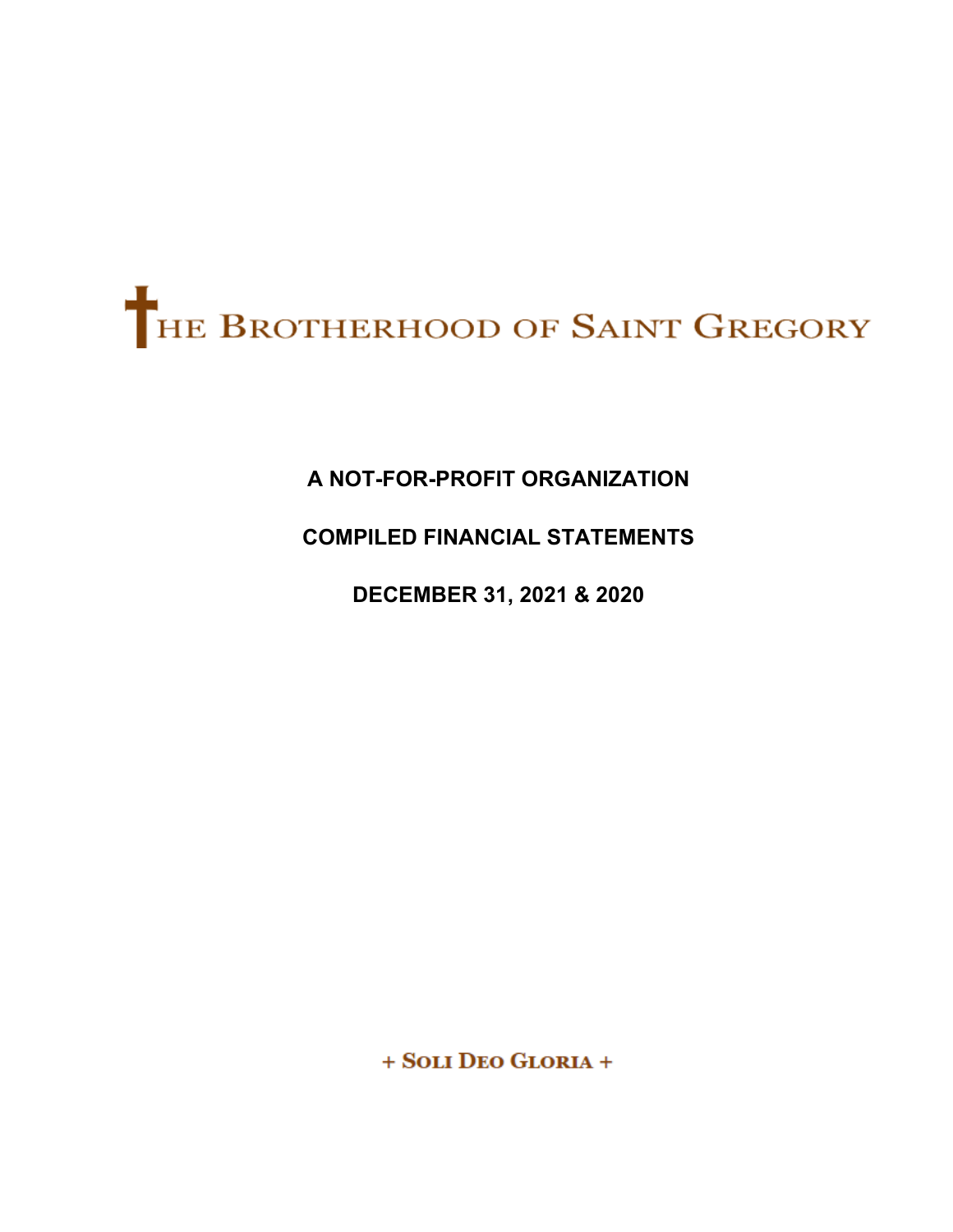# THE BROTHERHOOD OF SAINT GREGORY

**A NOT-FOR-PROFIT ORGANIZATION**

**COMPILED FINANCIAL STATEMENTS**

**DECEMBER 31, 2021 & 2020**

+ SOLI DEO GLORIA +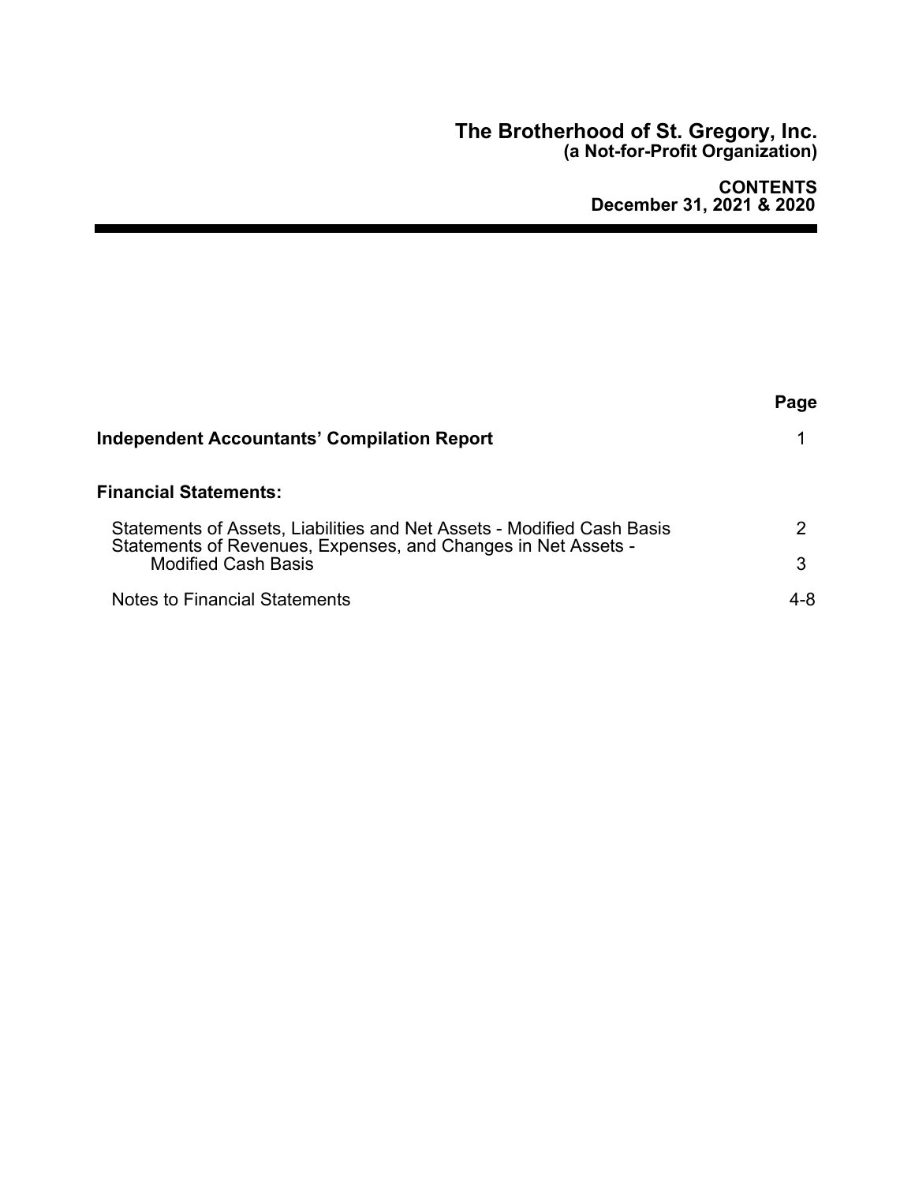# The Brotherhood of St. Gregory, Inc.
**(a Not-for-Profit Organization)**

**CONTENTS**
**December 31, 2021 & 2020**

| | Page |
|---|---|
| **Independent Accountants' Compilation Report** | 1 |
| **Financial Statements:** | |
| Statements of Assets, Liabilities and Net Assets - Modified Cash Basis | 2 |
| Statements of Revenues, Expenses, and Changes in Net Assets - Modified Cash Basis | 3 |
| Notes to Financial Statements | 4-8 |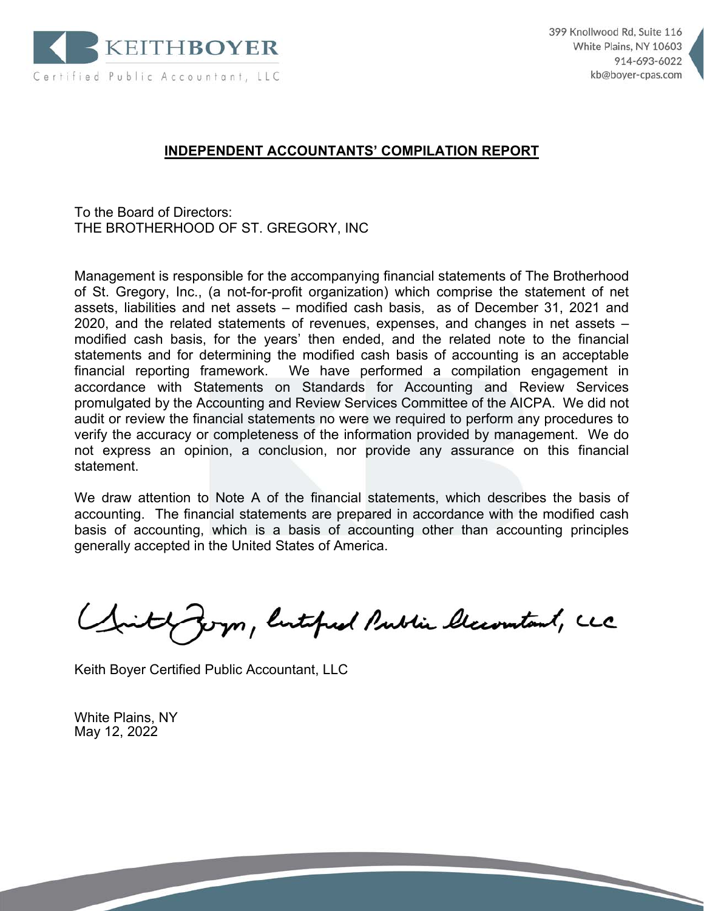KEITHBOYER
Certified Public Accountant, LLC

399 Knollwood Rd, Suite 116
White Plains, NY 10603
914-693-6022
kb@boyer-cpas.com

## INDEPENDENT ACCOUNTANTS' COMPILATION REPORT

To the Board of Directors:
THE BROTHERHOOD OF ST. GREGORY, INC

Management is responsible for the accompanying financial statements of The Brotherhood of St. Gregory, Inc., (a not-for-profit organization) which comprise the statement of net assets, liabilities and net assets – modified cash basis, as of December 31, 2021 and 2020, and the related statements of revenues, expenses, and changes in net assets – modified cash basis, for the years' then ended, and the related note to the financial statements and for determining the modified cash basis of accounting is an acceptable financial reporting framework. We have performed a compilation engagement in accordance with Statements on Standards for Accounting and Review Services promulgated by the Accounting and Review Services Committee of the AICPA. We did not audit or review the financial statements no were we required to perform any procedures to verify the accuracy or completeness of the information provided by management. We do not express an opinion, a conclusion, nor provide any assurance on this financial statement.

We draw attention to Note A of the financial statements, which describes the basis of accounting. The financial statements are prepared in accordance with the modified cash basis of accounting, which is a basis of accounting other than accounting principles generally accepted in the United States of America.

Keith Boyer, Certified Public Accountant, LLC

Keith Boyer Certified Public Accountant, LLC

White Plains, NY
May 12, 2022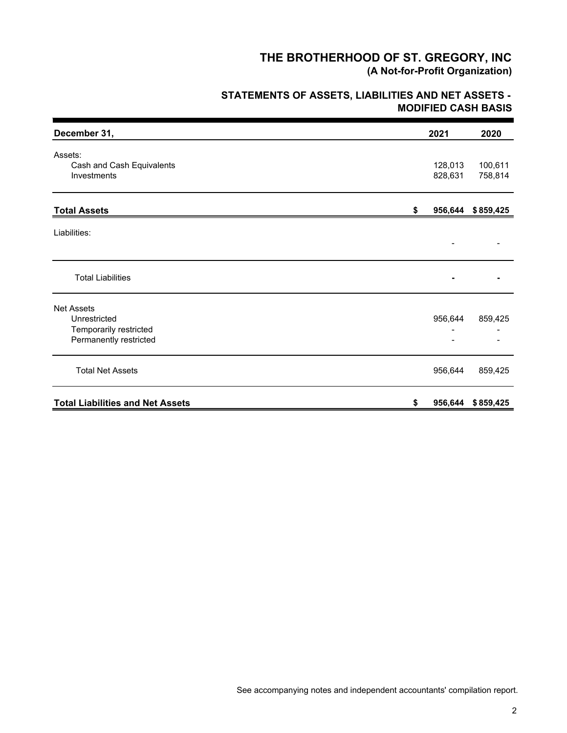# THE BROTHERHOOD OF ST. GREGORY, INC
**(A Not-for-Profit Organization)**

## STATEMENTS OF ASSETS, LIABILITIES AND NET ASSETS - MODIFIED CASH BASIS

| December 31, | 2021 | 2020 |
|---|---|---|
| Assets: | | |
| Cash and Cash Equivalents | 128,013 | 100,611 |
| Investments | 828,631 | 758,814 |
| **Total Assets** | **$ 956,644** | **$ 859,425** |
| Liabilities: | | |
| | - | - |
| Total Liabilities | **-** | **-** |
| Net Assets | | |
| Unrestricted | 956,644 | 859,425 |
| Temporarily restricted | - | - |
| Permanently restricted | - | - |
| Total Net Assets | 956,644 | 859,425 |
| **Total Liabilities and Net Assets** | **$ 956,644** | **$ 859,425** |

See accompanying notes and independent accountants' compilation report.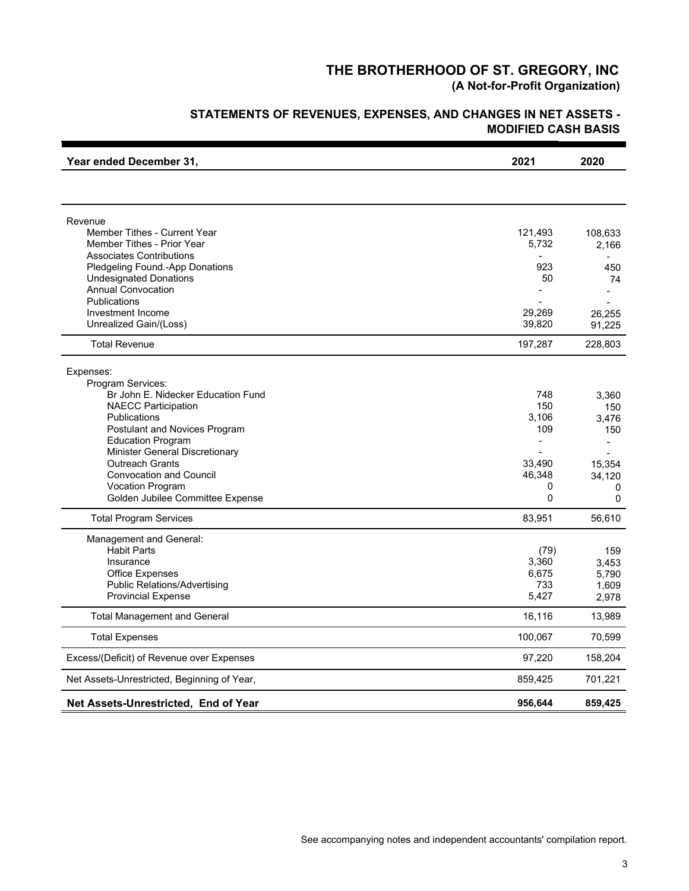# THE BROTHERHOOD OF ST. GREGORY, INC
**(A Not-for-Profit Organization)**

## STATEMENTS OF REVENUES, EXPENSES, AND CHANGES IN NET ASSETS - MODIFIED CASH BASIS

| Year ended December 31, | 2021 | 2020 |
|---|---|---|
| Revenue | | |
| Member Tithes - Current Year | 121,493 | 108,633 |
| Member Tithes - Prior Year | 5,732 | 2,166 |
| Associates Contributions | - | - |
| Pledgeling Found.-App Donations | 923 | 450 |
| Undesignated Donations | 50 | 74 |
| Annual Convocation | - | - |
| Publications | - | - |
| Investment Income | 29,269 | 26,255 |
| Unrealized Gain/(Loss) | 39,820 | 91,225 |
| Total Revenue | 197,287 | 228,803 |
| Expenses: | | |
| Program Services: | | |
| Br John E. Nidecker Education Fund | 748 | 3,360 |
| NAECC Participation | 150 | 150 |
| Publications | 3,106 | 3,476 |
| Postulant and Novices Program | 109 | 150 |
| Education Program | - | - |
| Minister General Discretionary | - | - |
| Outreach Grants | 33,490 | 15,354 |
| Convocation and Council | 46,348 | 34,120 |
| Vocation Program | 0 | 0 |
| Golden Jubilee Committee Expense | 0 | 0 |
| Total Program Services | 83,951 | 56,610 |
| Management and General: | | |
| Habit Parts | (79) | 159 |
| Insurance | 3,360 | 3,453 |
| Office Expenses | 6,675 | 5,790 |
| Public Relations/Advertising | 733 | 1,609 |
| Provincial Expense | 5,427 | 2,978 |
| Total Management and General | 16,116 | 13,989 |
| Total Expenses | 100,067 | 70,599 |
| Excess/(Deficit) of Revenue over Expenses | 97,220 | 158,204 |
| Net Assets-Unrestricted, Beginning of Year, | 859,425 | 701,221 |
| **Net Assets-Unrestricted, End of Year** | **956,644** | **859,425** |

See accompanying notes and independent accountants' compilation report.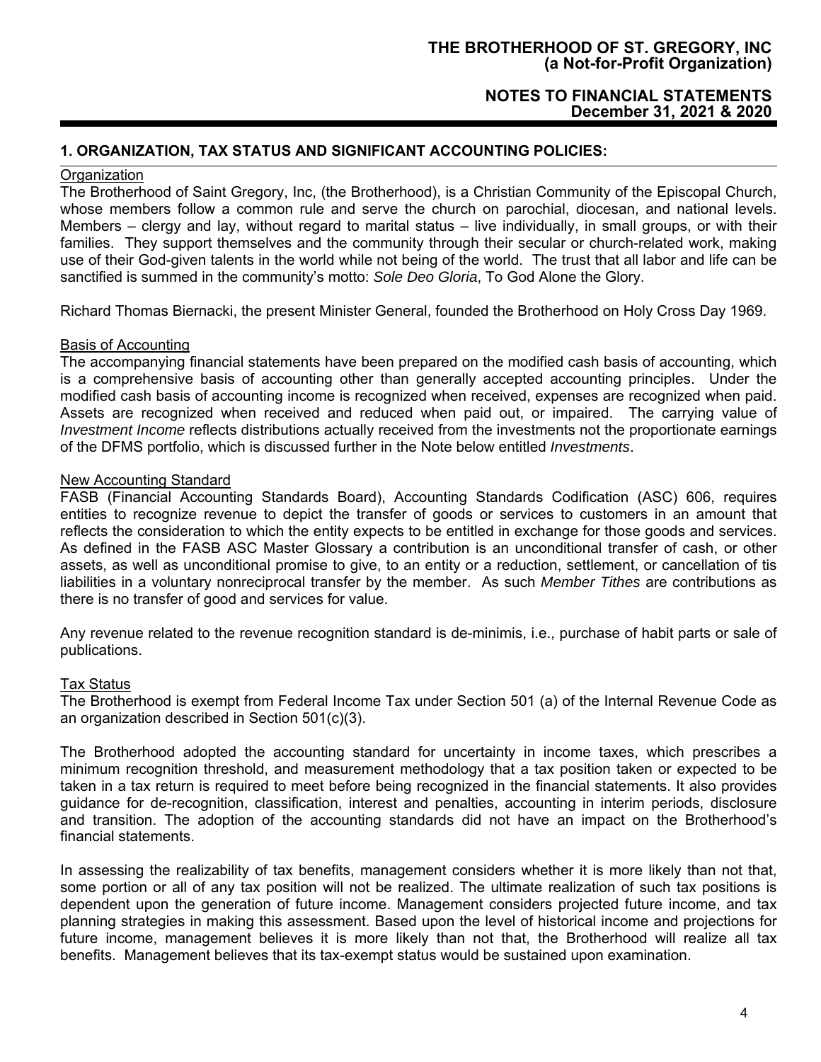## 1. ORGANIZATION, TAX STATUS AND SIGNIFICANT ACCOUNTING POLICIES:

### Organization

The Brotherhood of Saint Gregory, Inc, (the Brotherhood), is a Christian Community of the Episcopal Church, whose members follow a common rule and serve the church on parochial, diocesan, and national levels. Members – clergy and lay, without regard to marital status – live individually, in small groups, or with their families. They support themselves and the community through their secular or church-related work, making use of their God-given talents in the world while not being of the world. The trust that all labor and life can be sanctified is summed in the community's motto: *Sole Deo Gloria*, To God Alone the Glory.

Richard Thomas Biernacki, the present Minister General, founded the Brotherhood on Holy Cross Day 1969.

### Basis of Accounting

The accompanying financial statements have been prepared on the modified cash basis of accounting, which is a comprehensive basis of accounting other than generally accepted accounting principles. Under the modified cash basis of accounting income is recognized when received, expenses are recognized when paid. Assets are recognized when received and reduced when paid out, or impaired. The carrying value of *Investment Income* reflects distributions actually received from the investments not the proportionate earnings of the DFMS portfolio, which is discussed further in the Note below entitled *Investments*.

### New Accounting Standard

FASB (Financial Accounting Standards Board), Accounting Standards Codification (ASC) 606, requires entities to recognize revenue to depict the transfer of goods or services to customers in an amount that reflects the consideration to which the entity expects to be entitled in exchange for those goods and services. As defined in the FASB ASC Master Glossary a contribution is an unconditional transfer of cash, or other assets, as well as unconditional promise to give, to an entity or a reduction, settlement, or cancellation of tis liabilities in a voluntary nonreciprocal transfer by the member. As such *Member Tithes* are contributions as there is no transfer of good and services for value.

Any revenue related to the revenue recognition standard is de-minimis, i.e., purchase of habit parts or sale of publications.

### Tax Status

The Brotherhood is exempt from Federal Income Tax under Section 501 (a) of the Internal Revenue Code as an organization described in Section 501(c)(3).

The Brotherhood adopted the accounting standard for uncertainty in income taxes, which prescribes a minimum recognition threshold, and measurement methodology that a tax position taken or expected to be taken in a tax return is required to meet before being recognized in the financial statements. It also provides guidance for de-recognition, classification, interest and penalties, accounting in interim periods, disclosure and transition. The adoption of the accounting standards did not have an impact on the Brotherhood's financial statements.

In assessing the realizability of tax benefits, management considers whether it is more likely than not that, some portion or all of any tax position will not be realized. The ultimate realization of such tax positions is dependent upon the generation of future income. Management considers projected future income, and tax planning strategies in making this assessment. Based upon the level of historical income and projections for future income, management believes it is more likely than not that, the Brotherhood will realize all tax benefits. Management believes that its tax-exempt status would be sustained upon examination.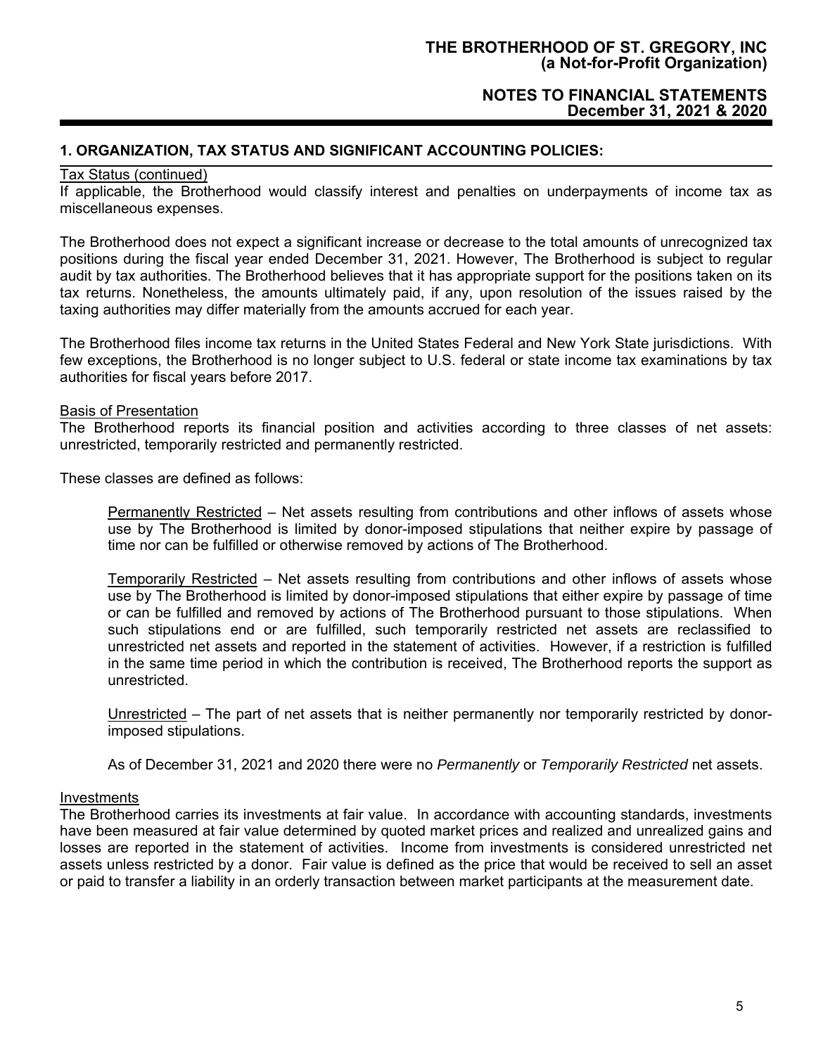## 1. ORGANIZATION, TAX STATUS AND SIGNIFICANT ACCOUNTING POLICIES:

Tax Status (continued)

If applicable, the Brotherhood would classify interest and penalties on underpayments of income tax as miscellaneous expenses.

The Brotherhood does not expect a significant increase or decrease to the total amounts of unrecognized tax positions during the fiscal year ended December 31, 2021. However, The Brotherhood is subject to regular audit by tax authorities. The Brotherhood believes that it has appropriate support for the positions taken on its tax returns. Nonetheless, the amounts ultimately paid, if any, upon resolution of the issues raised by the taxing authorities may differ materially from the amounts accrued for each year.

The Brotherhood files income tax returns in the United States Federal and New York State jurisdictions. With few exceptions, the Brotherhood is no longer subject to U.S. federal or state income tax examinations by tax authorities for fiscal years before 2017.

Basis of Presentation

The Brotherhood reports its financial position and activities according to three classes of net assets: unrestricted, temporarily restricted and permanently restricted.

These classes are defined as follows:

Permanently Restricted – Net assets resulting from contributions and other inflows of assets whose use by The Brotherhood is limited by donor-imposed stipulations that neither expire by passage of time nor can be fulfilled or otherwise removed by actions of The Brotherhood.

Temporarily Restricted – Net assets resulting from contributions and other inflows of assets whose use by The Brotherhood is limited by donor-imposed stipulations that either expire by passage of time or can be fulfilled and removed by actions of The Brotherhood pursuant to those stipulations. When such stipulations end or are fulfilled, such temporarily restricted net assets are reclassified to unrestricted net assets and reported in the statement of activities. However, if a restriction is fulfilled in the same time period in which the contribution is received, The Brotherhood reports the support as unrestricted.

Unrestricted – The part of net assets that is neither permanently nor temporarily restricted by donor-imposed stipulations.

As of December 31, 2021 and 2020 there were no *Permanently* or *Temporarily Restricted* net assets.

Investments

The Brotherhood carries its investments at fair value. In accordance with accounting standards, investments have been measured at fair value determined by quoted market prices and realized and unrealized gains and losses are reported in the statement of activities. Income from investments is considered unrestricted net assets unless restricted by a donor. Fair value is defined as the price that would be received to sell an asset or paid to transfer a liability in an orderly transaction between market participants at the measurement date.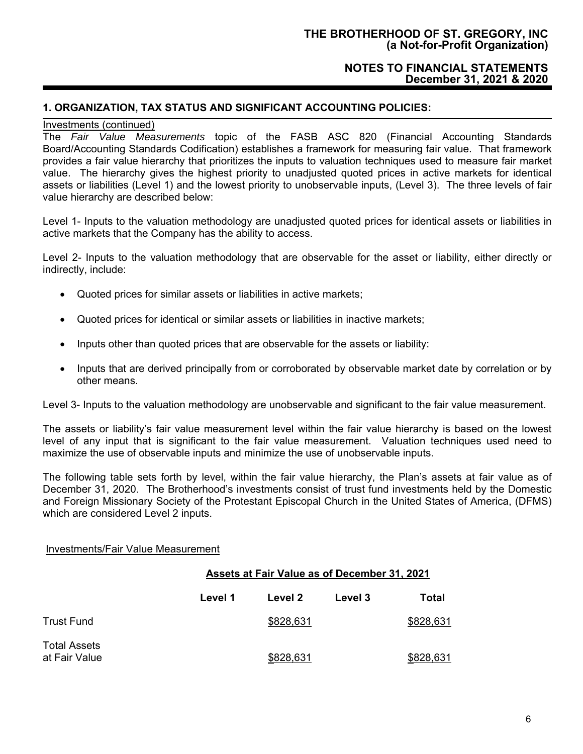## 1. ORGANIZATION, TAX STATUS AND SIGNIFICANT ACCOUNTING POLICIES:

Investments (continued)

The *Fair Value Measurements* topic of the FASB ASC 820 (Financial Accounting Standards Board/Accounting Standards Codification) establishes a framework for measuring fair value. That framework provides a fair value hierarchy that prioritizes the inputs to valuation techniques used to measure fair market value. The hierarchy gives the highest priority to unadjusted quoted prices in active markets for identical assets or liabilities (Level 1) and the lowest priority to unobservable inputs, (Level 3). The three levels of fair value hierarchy are described below:

Level 1- Inputs to the valuation methodology are unadjusted quoted prices for identical assets or liabilities in active markets that the Company has the ability to access.

Level 2- Inputs to the valuation methodology that are observable for the asset or liability, either directly or indirectly, include:

- Quoted prices for similar assets or liabilities in active markets;
- Quoted prices for identical or similar assets or liabilities in inactive markets;
- Inputs other than quoted prices that are observable for the assets or liability:
- Inputs that are derived principally from or corroborated by observable market date by correlation or by other means.

Level 3- Inputs to the valuation methodology are unobservable and significant to the fair value measurement.

The assets or liability's fair value measurement level within the fair value hierarchy is based on the lowest level of any input that is significant to the fair value measurement. Valuation techniques used need to maximize the use of observable inputs and minimize the use of unobservable inputs.

The following table sets forth by level, within the fair value hierarchy, the Plan's assets at fair value as of December 31, 2020. The Brotherhood's investments consist of trust fund investments held by the Domestic and Foreign Missionary Society of the Protestant Episcopal Church in the United States of America, (DFMS) which are considered Level 2 inputs.

Investments/Fair Value Measurement

**Assets at Fair Value as of December 31, 2021**

| | Level 1 | Level 2 | Level 3 | Total |
|---|---|---|---|---|
| Trust Fund | | $828,631 | | $828,631 |
| Total Assets at Fair Value | | $828,631 | | $828,631 |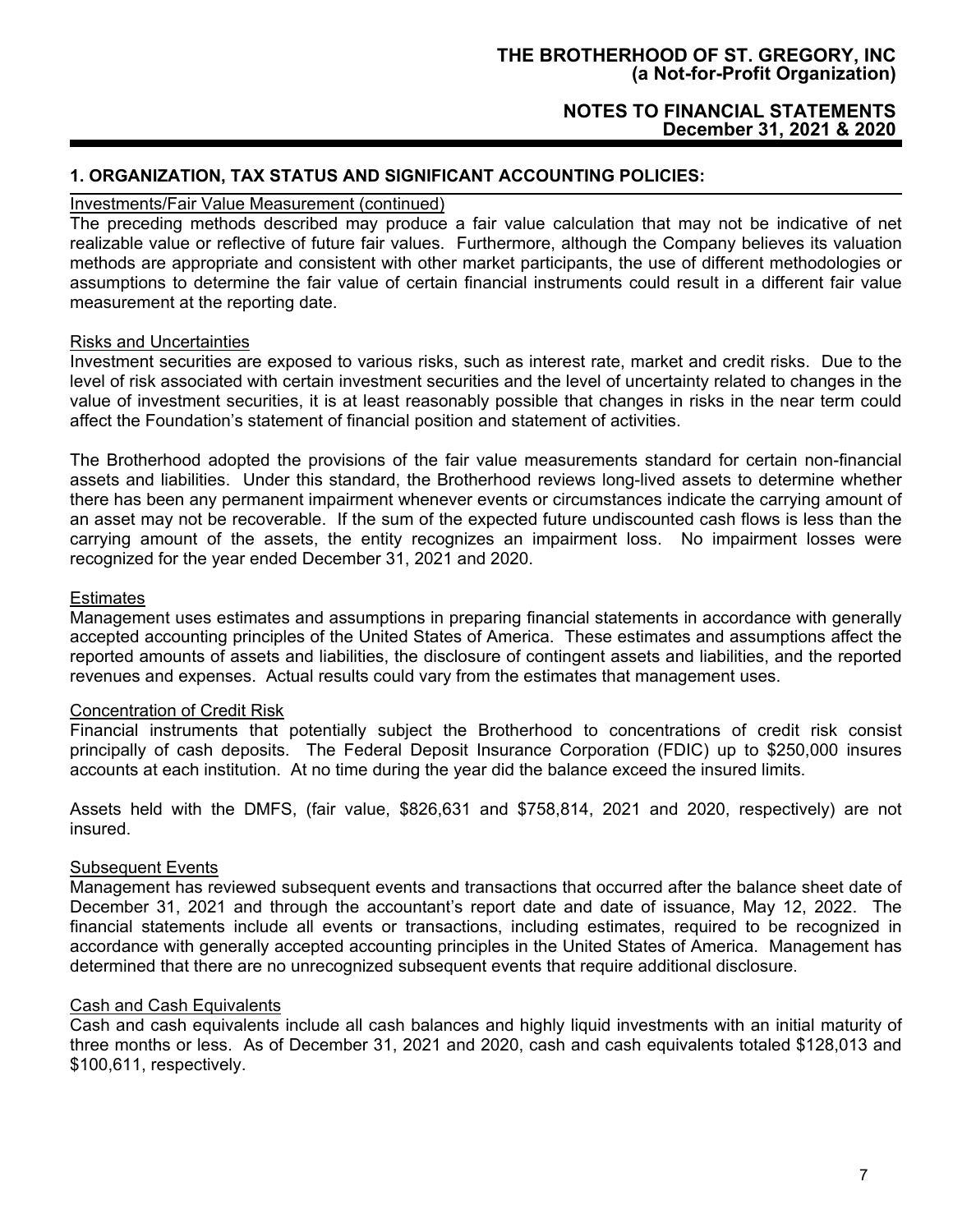## 1. ORGANIZATION, TAX STATUS AND SIGNIFICANT ACCOUNTING POLICIES:

Investments/Fair Value Measurement (continued)

The preceding methods described may produce a fair value calculation that may not be indicative of net realizable value or reflective of future fair values. Furthermore, although the Company believes its valuation methods are appropriate and consistent with other market participants, the use of different methodologies or assumptions to determine the fair value of certain financial instruments could result in a different fair value measurement at the reporting date.

Risks and Uncertainties

Investment securities are exposed to various risks, such as interest rate, market and credit risks. Due to the level of risk associated with certain investment securities and the level of uncertainty related to changes in the value of investment securities, it is at least reasonably possible that changes in risks in the near term could affect the Foundation's statement of financial position and statement of activities.

The Brotherhood adopted the provisions of the fair value measurements standard for certain non-financial assets and liabilities. Under this standard, the Brotherhood reviews long-lived assets to determine whether there has been any permanent impairment whenever events or circumstances indicate the carrying amount of an asset may not be recoverable. If the sum of the expected future undiscounted cash flows is less than the carrying amount of the assets, the entity recognizes an impairment loss. No impairment losses were recognized for the year ended December 31, 2021 and 2020.

Estimates

Management uses estimates and assumptions in preparing financial statements in accordance with generally accepted accounting principles of the United States of America. These estimates and assumptions affect the reported amounts of assets and liabilities, the disclosure of contingent assets and liabilities, and the reported revenues and expenses. Actual results could vary from the estimates that management uses.

Concentration of Credit Risk

Financial instruments that potentially subject the Brotherhood to concentrations of credit risk consist principally of cash deposits. The Federal Deposit Insurance Corporation (FDIC) up to $250,000 insures accounts at each institution. At no time during the year did the balance exceed the insured limits.

Assets held with the DMFS, (fair value, $826,631 and $758,814, 2021 and 2020, respectively) are not insured.

Subsequent Events

Management has reviewed subsequent events and transactions that occurred after the balance sheet date of December 31, 2021 and through the accountant's report date and date of issuance, May 12, 2022. The financial statements include all events or transactions, including estimates, required to be recognized in accordance with generally accepted accounting principles in the United States of America. Management has determined that there are no unrecognized subsequent events that require additional disclosure.

Cash and Cash Equivalents

Cash and cash equivalents include all cash balances and highly liquid investments with an initial maturity of three months or less. As of December 31, 2021 and 2020, cash and cash equivalents totaled $128,013 and $100,611, respectively.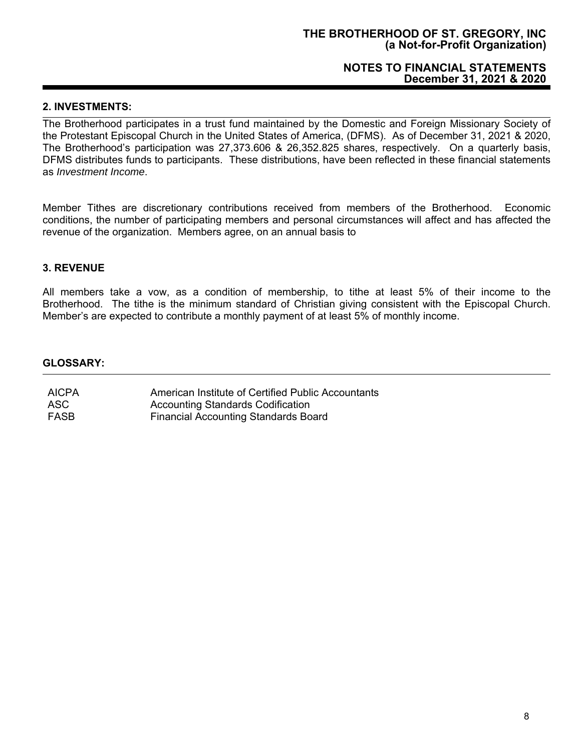## 2. INVESTMENTS:

The Brotherhood participates in a trust fund maintained by the Domestic and Foreign Missionary Society of the Protestant Episcopal Church in the United States of America, (DFMS). As of December 31, 2021 & 2020, The Brotherhood's participation was 27,373.606 & 26,352.825 shares, respectively. On a quarterly basis, DFMS distributes funds to participants. These distributions, have been reflected in these financial statements as *Investment Income*.

Member Tithes are discretionary contributions received from members of the Brotherhood. Economic conditions, the number of participating members and personal circumstances will affect and has affected the revenue of the organization. Members agree, on an annual basis to

## 3. REVENUE

All members take a vow, as a condition of membership, to tithe at least 5% of their income to the Brotherhood. The tithe is the minimum standard of Christian giving consistent with the Episcopal Church. Member's are expected to contribute a monthly payment of at least 5% of monthly income.

## GLOSSARY:

| | |
|---|---|
| AICPA | American Institute of Certified Public Accountants |
| ASC | Accounting Standards Codification |
| FASB | Financial Accounting Standards Board |